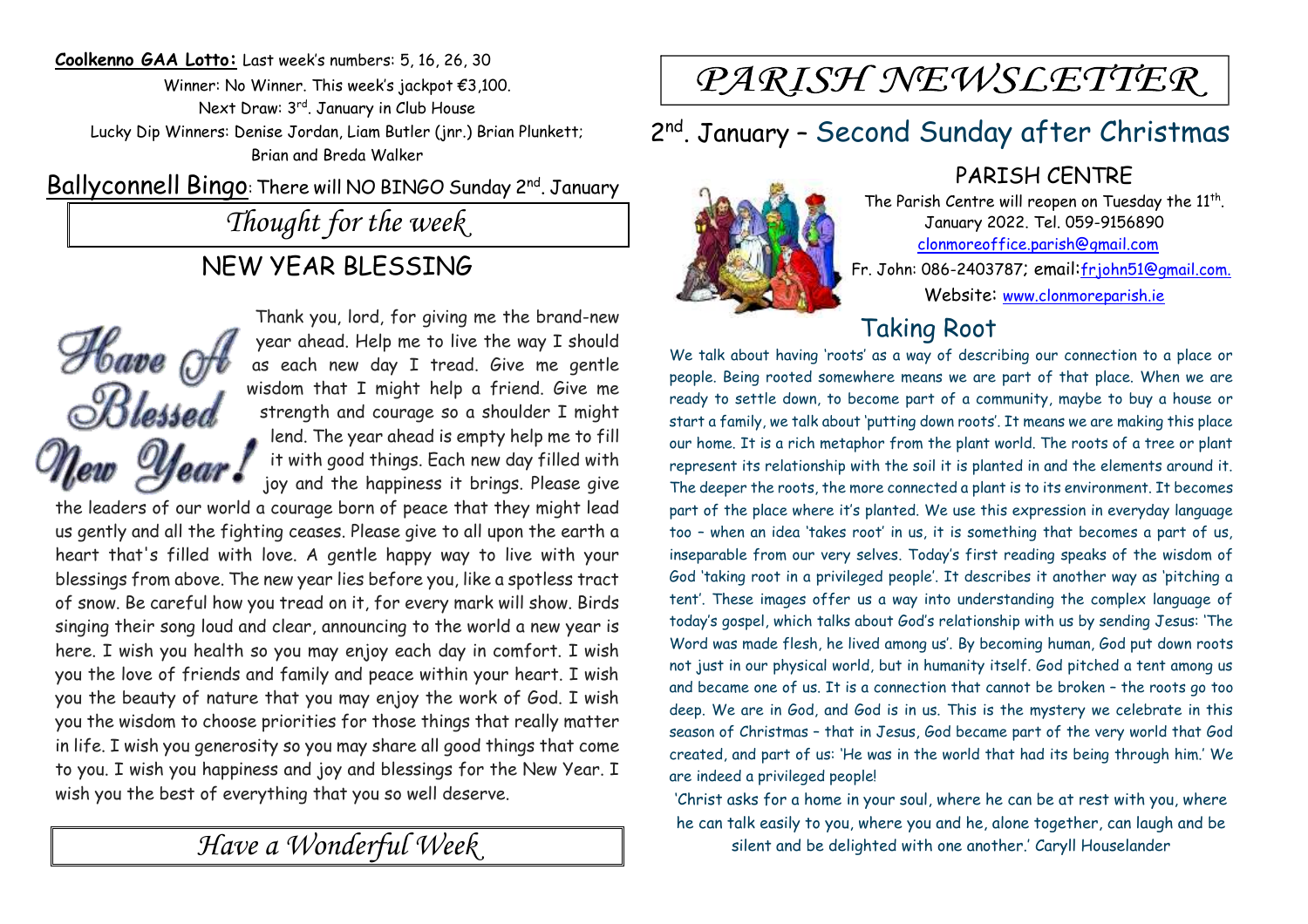**Coolkenno GAA Lotto:** Last week's numbers: 5, 16, 26, 30
Winner: No Winner. This week's jackpot €3,100.
Next Draw: 3rd. January in Club House
Lucky Dip Winners: Denise Jordan, Liam Butler (jnr.) Brian Plunkett; Brian and Breda Walker

Ballyconnell Bingo: There will NO BINGO Sunday 2nd. January

## *Thought for the week*

## NEW YEAR BLESSING

Have A Blessed New Year!

Thank you, lord, for giving me the brand-new year ahead. Help me to live the way I should as each new day I tread. Give me gentle wisdom that I might help a friend. Give me strength and courage so a shoulder I might lend. The year ahead is empty help me to fill it with good things. Each new day filled with joy and the happiness it brings. Please give the leaders of our world a courage born of peace that they might lead us gently and all the fighting ceases. Please give to all upon the earth a heart that's filled with love. A gentle happy way to live with your blessings from above. The new year lies before you, like a spotless tract of snow. Be careful how you tread on it, for every mark will show. Birds singing their song loud and clear, announcing to the world a new year is here. I wish you health so you may enjoy each day in comfort. I wish you the love of friends and family and peace within your heart. I wish you the beauty of nature that you may enjoy the work of God. I wish you the wisdom to choose priorities for those things that really matter in life. I wish you generosity so you may share all good things that come to you. I wish you happiness and joy and blessings for the New Year. I wish you the best of everything that you so well deserve.

*Have a Wonderful Week*

# *PARISH NEWSLETTER*

## 2nd. January – Second Sunday after Christmas

### PARISH CENTRE

The Parish Centre will reopen on Tuesday the 11th. January 2022. Tel. 059-9156890
clonmoreoffice.parish@gmail.com
Fr. John: 086-2403787; email: frjohn51@gmail.com.
Website: www.clonmoreparish.ie

### Taking Root

We talk about having 'roots' as a way of describing our connection to a place or people. Being rooted somewhere means we are part of that place. When we are ready to settle down, to become part of a community, maybe to buy a house or start a family, we talk about 'putting down roots'. It means we are making this place our home. It is a rich metaphor from the plant world. The roots of a tree or plant represent its relationship with the soil it is planted in and the elements around it. The deeper the roots, the more connected a plant is to its environment. It becomes part of the place where it's planted. We use this expression in everyday language too – when an idea 'takes root' in us, it is something that becomes a part of us, inseparable from our very selves. Today's first reading speaks of the wisdom of God 'taking root in a privileged people'. It describes it another way as 'pitching a tent'. These images offer us a way into understanding the complex language of today's gospel, which talks about God's relationship with us by sending Jesus: 'The Word was made flesh, he lived among us'. By becoming human, God put down roots not just in our physical world, but in humanity itself. God pitched a tent among us and became one of us. It is a connection that cannot be broken – the roots go too deep. We are in God, and God is in us. This is the mystery we celebrate in this season of Christmas – that in Jesus, God became part of the very world that God created, and part of us: 'He was in the world that had its being through him.' We are indeed a privileged people!

'Christ asks for a home in your soul, where he can be at rest with you, where he can talk easily to you, where you and he, alone together, can laugh and be silent and be delighted with one another.' Caryll Houselander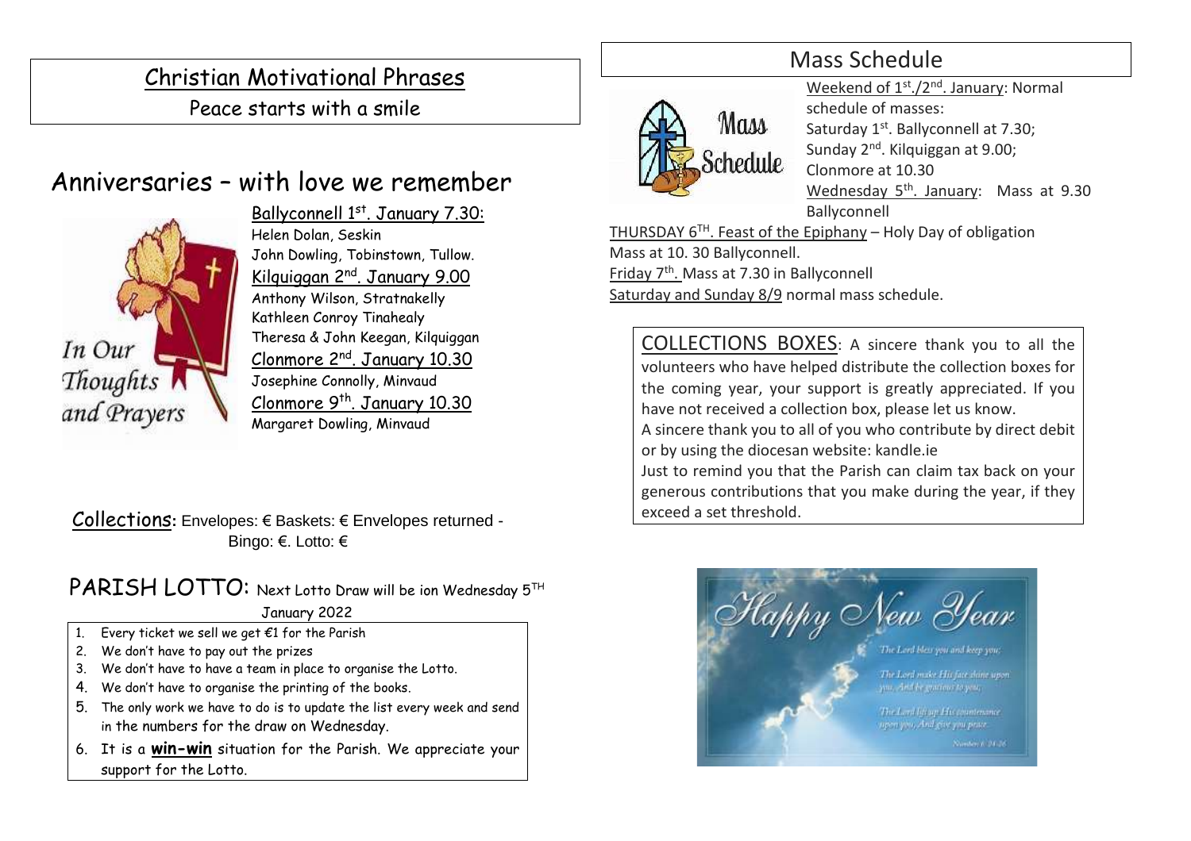## Christian Motivational Phrases

Peace starts with a smile

## Anniversaries – with love we remember

In Our Thoughts and Prayers

Ballyconnell 1st. January 7.30:

Helen Dolan, Seskin
John Dowling, Tobinstown, Tullow.

Kilquiggan 2nd. January 9.00

Anthony Wilson, Stratnakelly
Kathleen Conroy Tinahealy
Theresa & John Keegan, Kilquiggan

Clonmore 2nd. January 10.30

Josephine Connolly, Minvaud

Clonmore 9th. January 10.30

Margaret Dowling, Minvaud

Collections: Envelopes: € Baskets: € Envelopes returned - Bingo: €. Lotto: €

**PARISH LOTTO:** Next Lotto Draw will be ion Wednesday 5TH January 2022

1. Every ticket we sell we get €1 for the Parish
2. We don't have to pay out the prizes
3. We don't have to have a team in place to organise the Lotto.
4. We don't have to organise the printing of the books.
5. The only work we have to do is to update the list every week and send in the numbers for the draw on Wednesday.
6. It is a **win-win** situation for the Parish. We appreciate your support for the Lotto.

## Mass Schedule

Weekend of 1st./2nd. January: Normal schedule of masses:
Saturday 1st. Ballyconnell at 7.30;
Sunday 2nd. Kilquiggan at 9.00;
Clonmore at 10.30
Wednesday 5th. January: Mass at 9.30 Ballyconnell
THURSDAY 6TH. Feast of the Epiphany – Holy Day of obligation
Mass at 10. 30 Ballyconnell.
Friday 7th. Mass at 7.30 in Ballyconnell
Saturday and Sunday 8/9 normal mass schedule.

COLLECTIONS BOXES: A sincere thank you to all the volunteers who have helped distribute the collection boxes for the coming year, your support is greatly appreciated. If you have not received a collection box, please let us know.
A sincere thank you to all of you who contribute by direct debit or by using the diocesan website: kandle.ie
Just to remind you that the Parish can claim tax back on your generous contributions that you make during the year, if they exceed a set threshold.

Happy New Year

The Lord bless you and keep you;
The Lord make His face shine upon you, And be gracious to you;
The Lord lift up His countenance upon you, And give you peace.
Numbers 6: 24-26